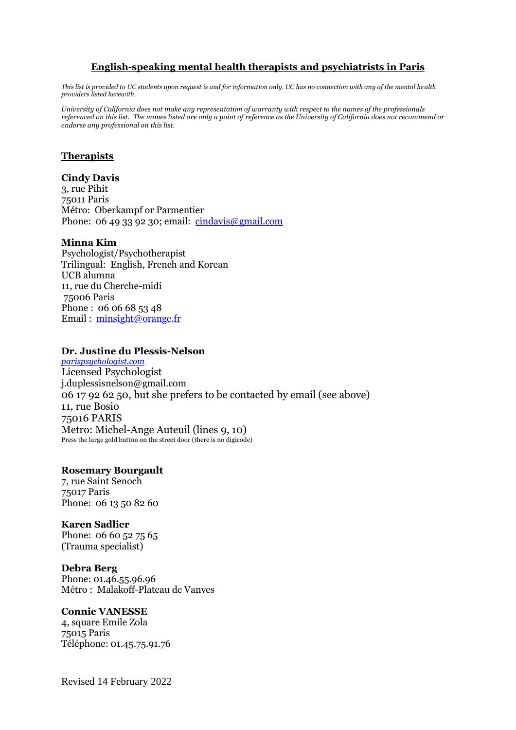# English-speaking mental health therapists and psychiatrists in Paris

*This list is provided to UC students upon request is and for information only. UC has no connection with any of the mental health providers listed herewith.*

*University of California does not make any representation of warranty with respect to the names of the professionals referenced on this list. The names listed are only a point of reference as the University of California does not recommend or endorse any professional on this list.*

## Therapists

**Cindy Davis**
3, rue Pihit
75011 Paris
Métro: Oberkampf or Parmentier
Phone: 06 49 33 92 30; email: cindavis@gmail.com

**Minna Kim**
Psychologist/Psychotherapist
Trilingual: English, French and Korean
UCB alumna
11, rue du Cherche-midi
75006 Paris
Phone : 06 06 68 53 48
Email : minsight@orange.fr

**Dr. Justine du Plessis-Nelson**
*parispsychologist.com*
Licensed Psychologist
j.duplessisnelson@gmail.com
06 17 92 62 50, but she prefers to be contacted by email (see above)
11, rue Bosio
75016 PARIS
Metro: Michel-Ange Auteuil (lines 9, 10)
Press the large gold button on the street door (there is no digicode)

**Rosemary Bourgault**
7, rue Saint Senoch
75017 Paris
Phone: 06 13 50 82 60

**Karen Sadlier**
Phone: 06 60 52 75 65
(Trauma specialist)

**Debra Berg**
Phone: 01.46.55.96.96
Métro : Malakoff-Plateau de Vanves

**Connie VANESSE**
4, square Emile Zola
75015 Paris
Téléphone: 01.45.75.91.76

Revised 14 February 2022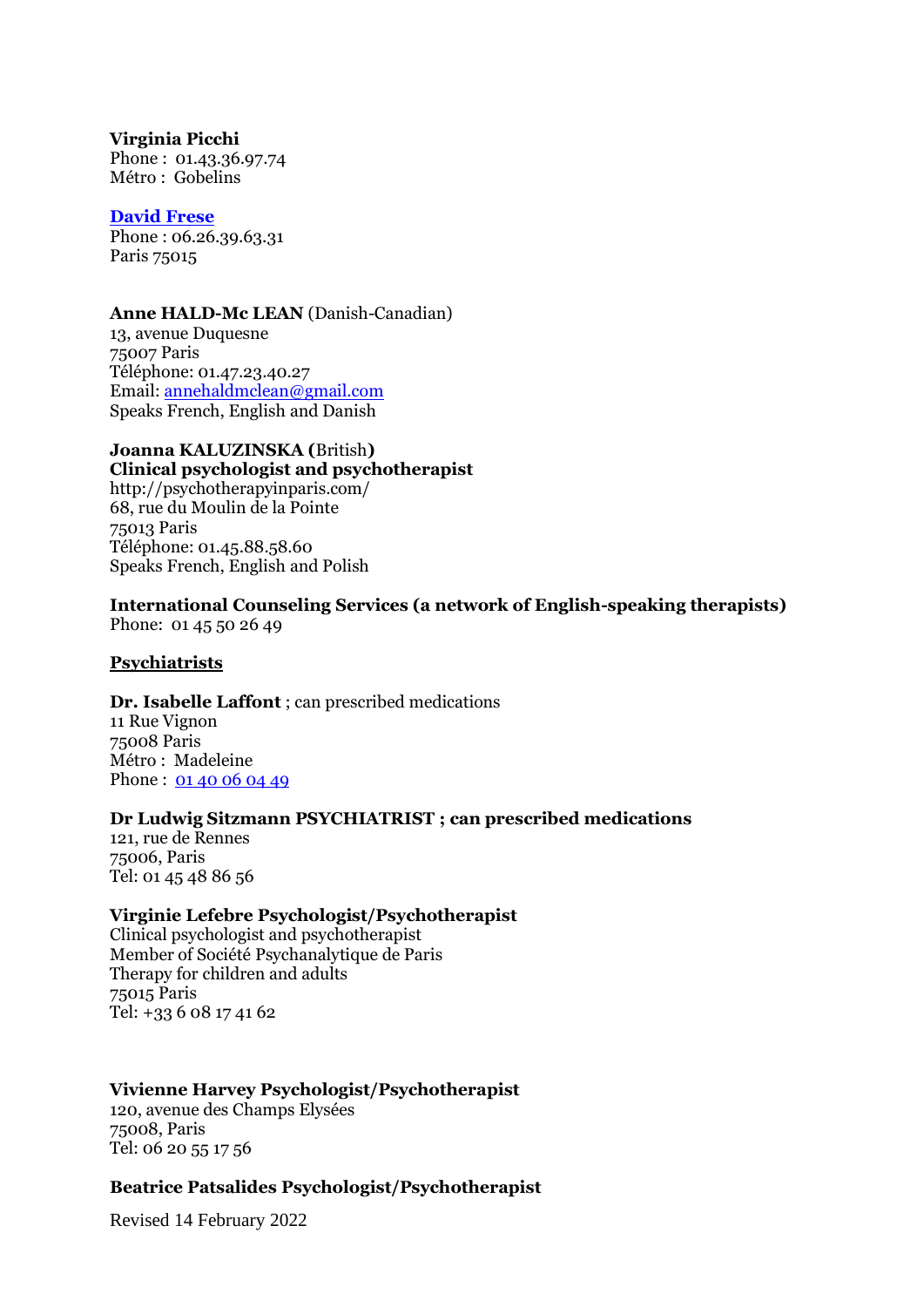**Virginia Picchi**
Phone : 01.43.36.97.74
Métro : Gobelins

**David Frese**
Phone : 06.26.39.63.31
Paris 75015

**Anne HALD-Mc LEAN** (Danish-Canadian)
13, avenue Duquesne
75007 Paris
Téléphone: 01.47.23.40.27
Email: annehaldmclean@gmail.com
Speaks French, English and Danish

**Joanna KALUZINSKA (**British**)**
**Clinical psychologist and psychotherapist**
http://psychotherapyinparis.com/
68, rue du Moulin de la Pointe
75013 Paris
Téléphone: 01.45.88.58.60
Speaks French, English and Polish

**International Counseling Services (a network of English-speaking therapists)**
Phone: 01 45 50 26 49

**Psychiatrists**

**Dr. Isabelle Laffont** ; can prescribed medications
11 Rue Vignon
75008 Paris
Métro : Madeleine
Phone : 01 40 06 04 49

**Dr Ludwig Sitzmann PSYCHIATRIST ; can prescribed medications**
121, rue de Rennes
75006, Paris
Tel: 01 45 48 86 56

**Virginie Lefebre Psychologist/Psychotherapist**
Clinical psychologist and psychotherapist
Member of Société Psychanalytique de Paris
Therapy for children and adults
75015 Paris
Tel: +33 6 08 17 41 62

**Vivienne Harvey Psychologist/Psychotherapist**
120, avenue des Champs Elysées
75008, Paris
Tel: 06 20 55 17 56

**Beatrice Patsalides Psychologist/Psychotherapist**

Revised 14 February 2022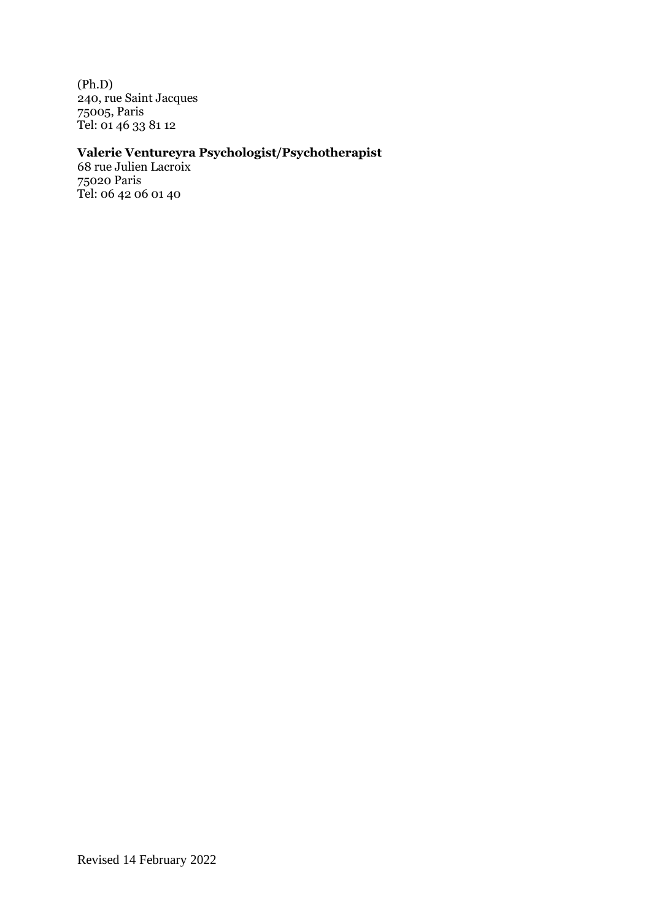(Ph.D)
240, rue Saint Jacques
75005, Paris
Tel: 01 46 33 81 12

**Valerie Ventureyra Psychologist/Psychotherapist**
68 rue Julien Lacroix
75020 Paris
Tel: 06 42 06 01 40

Revised 14 February 2022